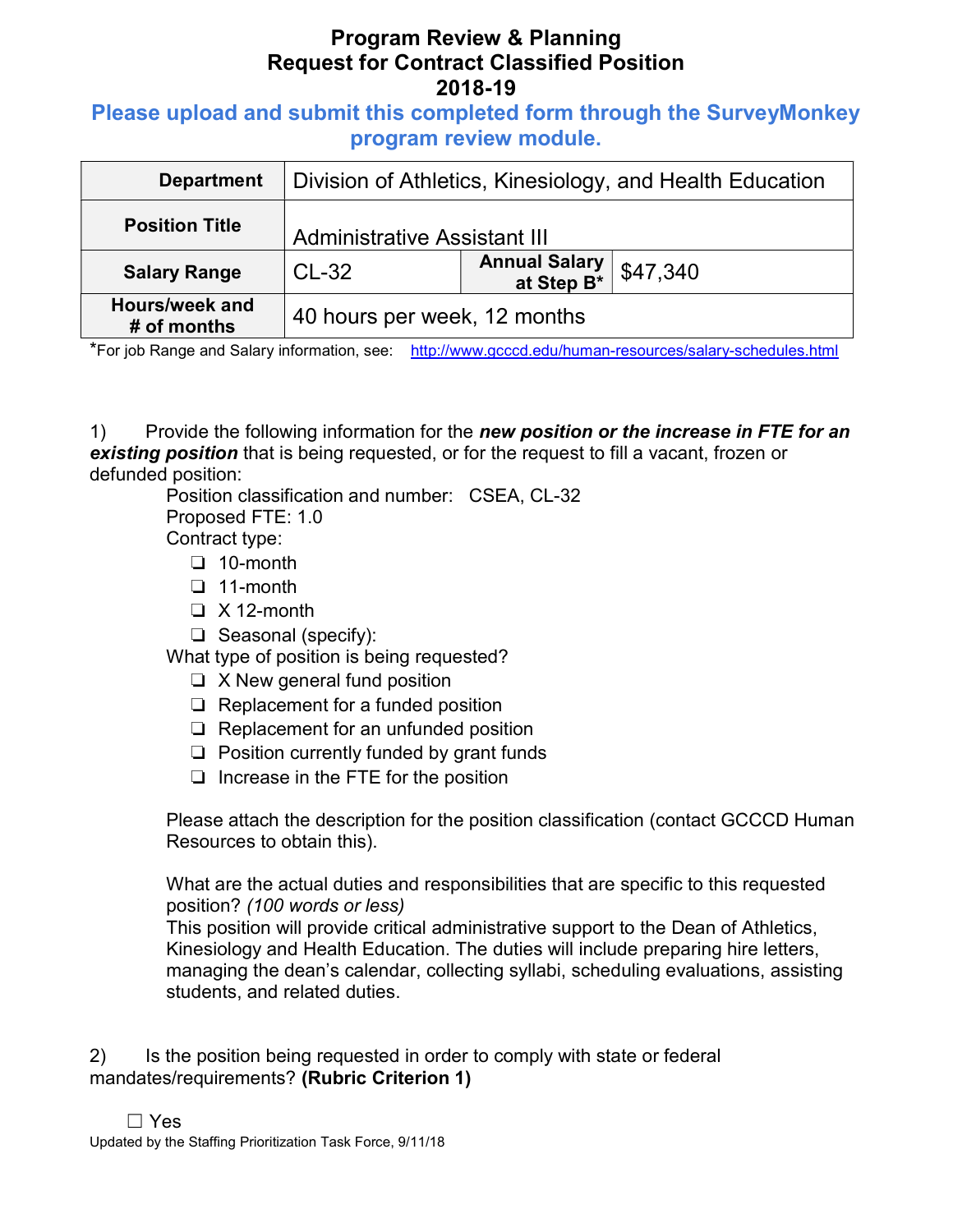# Program Review & Planning
# Request for Contract Classified Position
# 2018-19

**Please upload and submit this completed form through the SurveyMonkey program review module.**

| **Department** | Division of Athletics, Kinesiology, and Health Education | | |
|---|---|---|---|
| **Position Title** | Administrative Assistant III | | |
| **Salary Range** | CL-32 | **Annual Salary at Step B*** | $47,340 |
| **Hours/week and # of months** | 40 hours per week, 12 months | | |

*For job Range and Salary information, see: http://www.gcccd.edu/human-resources/salary-schedules.html

1) Provide the following information for the ***new position or the increase in FTE for an existing position*** that is being requested, or for the request to fill a vacant, frozen or defunded position:

Position classification and number: CSEA, CL-32
Proposed FTE: 1.0
Contract type:

- ❑ 10-month
- ❑ 11-month
- ❑ X 12-month
- ❑ Seasonal (specify):

What type of position is being requested?

- ❑ X New general fund position
- ❑ Replacement for a funded position
- ❑ Replacement for an unfunded position
- ❑ Position currently funded by grant funds
- ❑ Increase in the FTE for the position

Please attach the description for the position classification (contact GCCCD Human Resources to obtain this).

What are the actual duties and responsibilities that are specific to this requested position? *(100 words or less)*
This position will provide critical administrative support to the Dean of Athletics, Kinesiology and Health Education. The duties will include preparing hire letters, managing the dean's calendar, collecting syllabi, scheduling evaluations, assisting students, and related duties.

2) Is the position being requested in order to comply with state or federal mandates/requirements? **(Rubric Criterion 1)**

☐ Yes

Updated by the Staffing Prioritization Task Force, 9/11/18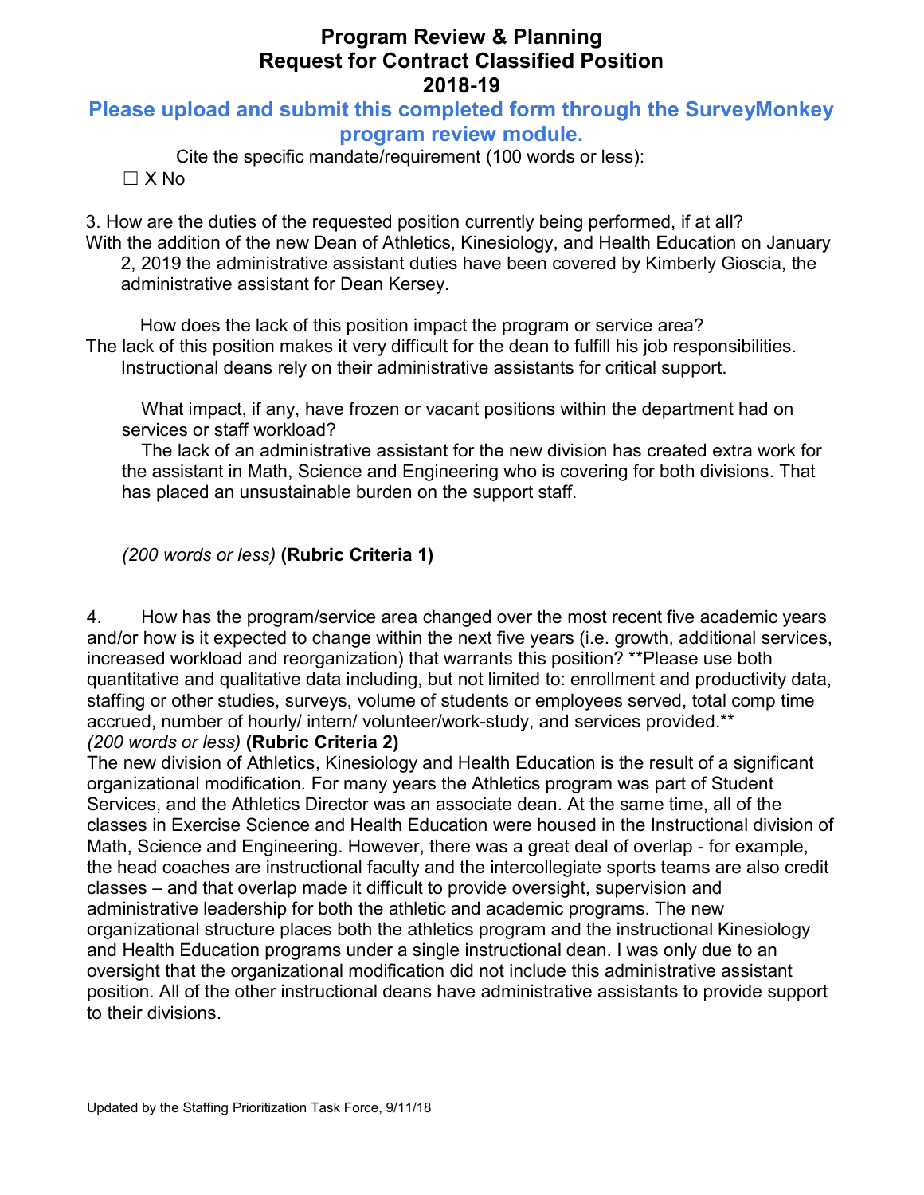# Program Review & Planning
# Request for Contract Classified Position
# 2018-19

**Please upload and submit this completed form through the SurveyMonkey program review module.**

Cite the specific mandate/requirement (100 words or less):

☐ X No

3. How are the duties of the requested position currently being performed, if at all?
With the addition of the new Dean of Athletics, Kinesiology, and Health Education on January 2, 2019 the administrative assistant duties have been covered by Kimberly Gioscia, the administrative assistant for Dean Kersey.

How does the lack of this position impact the program or service area?
The lack of this position makes it very difficult for the dean to fulfill his job responsibilities. Instructional deans rely on their administrative assistants for critical support.

What impact, if any, have frozen or vacant positions within the department had on services or staff workload?
The lack of an administrative assistant for the new division has created extra work for the assistant in Math, Science and Engineering who is covering for both divisions. That has placed an unsustainable burden on the support staff.

*(200 words or less)* **(Rubric Criteria 1)**

4. How has the program/service area changed over the most recent five academic years and/or how is it expected to change within the next five years (i.e. growth, additional services, increased workload and reorganization) that warrants this position? **Please use both quantitative and qualitative data including, but not limited to: enrollment and productivity data, staffing or other studies, surveys, volume of students or employees served, total comp time accrued, number of hourly/ intern/ volunteer/work-study, and services provided.**
*(200 words or less)* **(Rubric Criteria 2)**
The new division of Athletics, Kinesiology and Health Education is the result of a significant organizational modification. For many years the Athletics program was part of Student Services, and the Athletics Director was an associate dean. At the same time, all of the classes in Exercise Science and Health Education were housed in the Instructional division of Math, Science and Engineering. However, there was a great deal of overlap - for example, the head coaches are instructional faculty and the intercollegiate sports teams are also credit classes – and that overlap made it difficult to provide oversight, supervision and administrative leadership for both the athletic and academic programs. The new organizational structure places both the athletics program and the instructional Kinesiology and Health Education programs under a single instructional dean. I was only due to an oversight that the organizational modification did not include this administrative assistant position. All of the other instructional deans have administrative assistants to provide support to their divisions.

Updated by the Staffing Prioritization Task Force, 9/11/18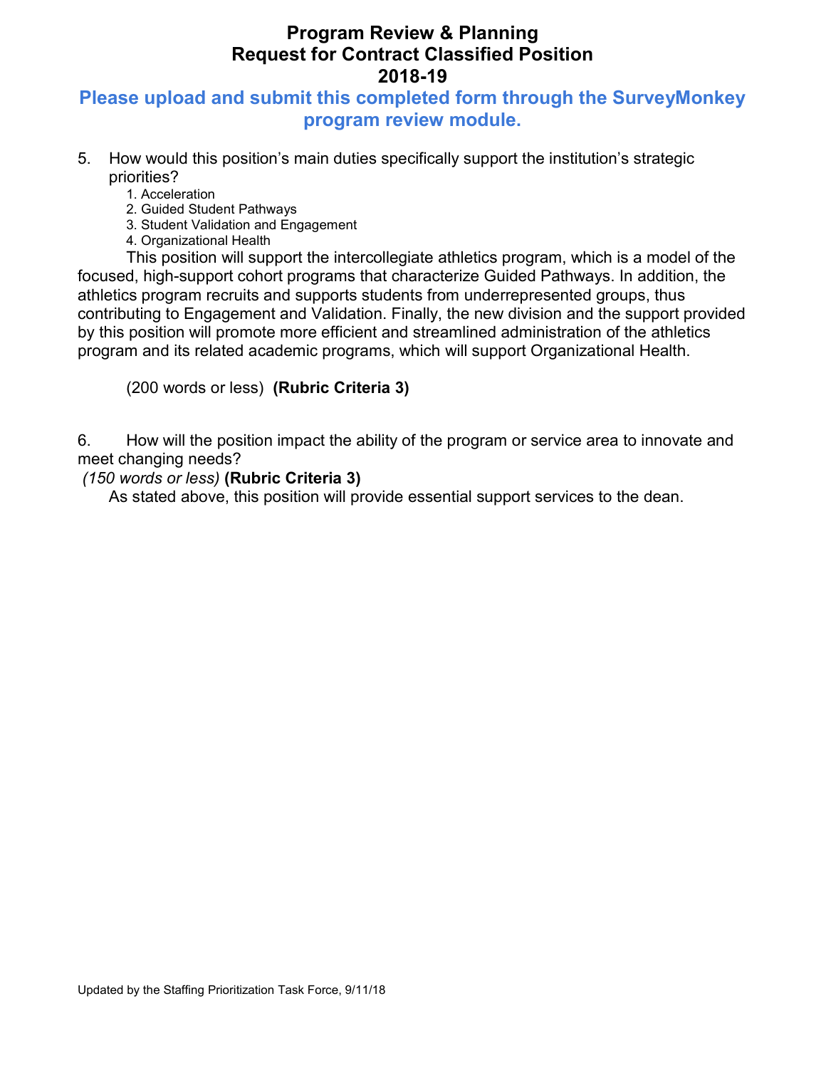# Program Review & Planning
# Request for Contract Classified Position
# 2018-19

**Please upload and submit this completed form through the SurveyMonkey program review module.**

5. How would this position's main duties specifically support the institution's strategic priorities?
    1. Acceleration
    2. Guided Student Pathways
    3. Student Validation and Engagement
    4. Organizational Health

This position will support the intercollegiate athletics program, which is a model of the focused, high-support cohort programs that characterize Guided Pathways. In addition, the athletics program recruits and supports students from underrepresented groups, thus contributing to Engagement and Validation. Finally, the new division and the support provided by this position will promote more efficient and streamlined administration of the athletics program and its related academic programs, which will support Organizational Health.

(200 words or less) **(Rubric Criteria 3)**

6. How will the position impact the ability of the program or service area to innovate and meet changing needs?
*(150 words or less)* **(Rubric Criteria 3)**

As stated above, this position will provide essential support services to the dean.

Updated by the Staffing Prioritization Task Force, 9/11/18